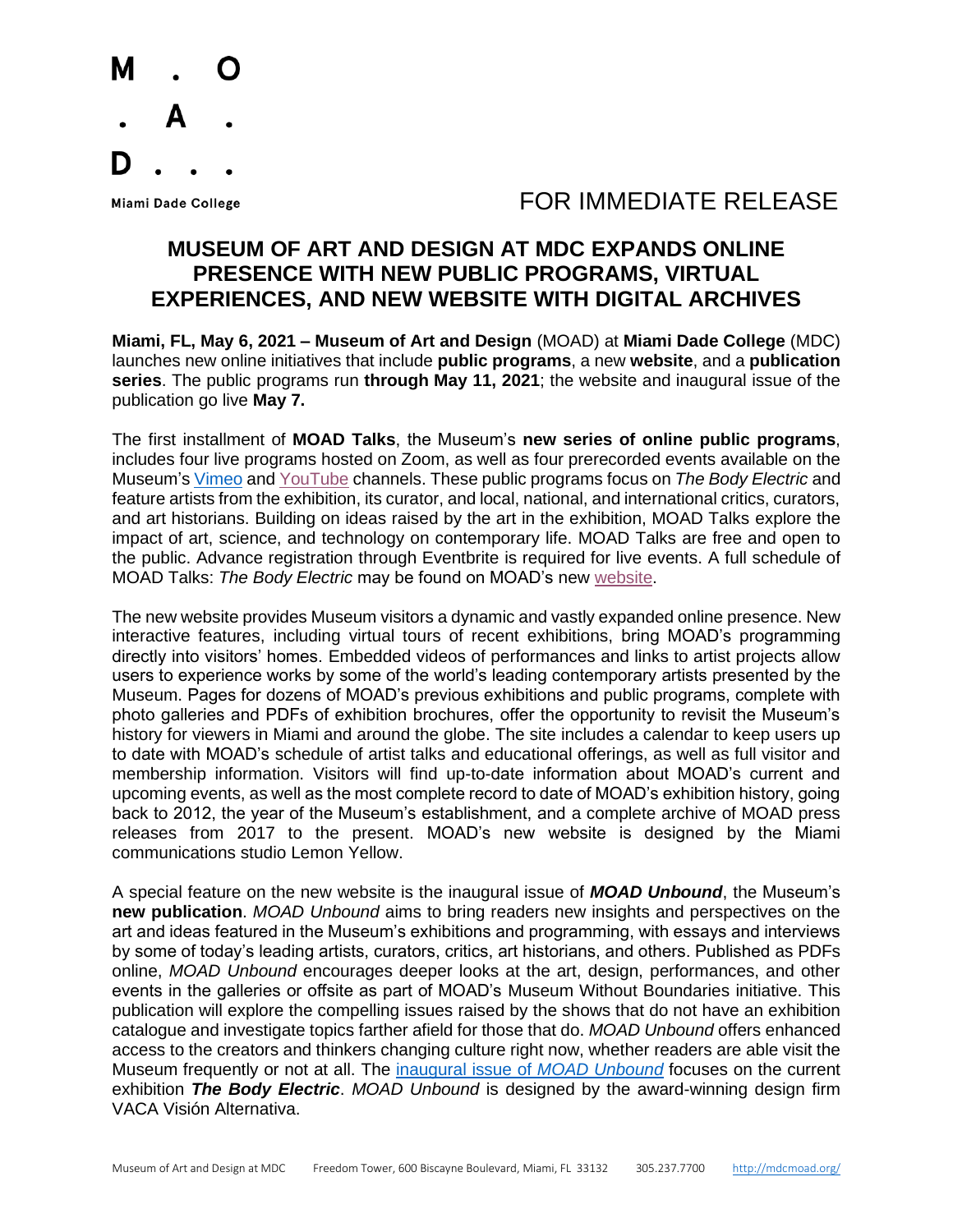M . O
. A .
D . . .

Miami Dade College

FOR IMMEDIATE RELEASE

# MUSEUM OF ART AND DESIGN AT MDC EXPANDS ONLINE PRESENCE WITH NEW PUBLIC PROGRAMS, VIRTUAL EXPERIENCES, AND NEW WEBSITE WITH DIGITAL ARCHIVES

**Miami, FL, May 6, 2021 – Museum of Art and Design** (MOAD) at **Miami Dade College** (MDC) launches new online initiatives that include **public programs**, a new **website**, and a **publication series**. The public programs run **through May 11, 2021**; the website and inaugural issue of the publication go live **May 7.**

The first installment of **MOAD Talks**, the Museum's **new series of online public programs**, includes four live programs hosted on Zoom, as well as four prerecorded events available on the Museum's Vimeo and YouTube channels. These public programs focus on *The Body Electric* and feature artists from the exhibition, its curator, and local, national, and international critics, curators, and art historians. Building on ideas raised by the art in the exhibition, MOAD Talks explore the impact of art, science, and technology on contemporary life. MOAD Talks are free and open to the public. Advance registration through Eventbrite is required for live events. A full schedule of MOAD Talks: *The Body Electric* may be found on MOAD's new website.

The new website provides Museum visitors a dynamic and vastly expanded online presence. New interactive features, including virtual tours of recent exhibitions, bring MOAD's programming directly into visitors' homes. Embedded videos of performances and links to artist projects allow users to experience works by some of the world's leading contemporary artists presented by the Museum. Pages for dozens of MOAD's previous exhibitions and public programs, complete with photo galleries and PDFs of exhibition brochures, offer the opportunity to revisit the Museum's history for viewers in Miami and around the globe. The site includes a calendar to keep users up to date with MOAD's schedule of artist talks and educational offerings, as well as full visitor and membership information. Visitors will find up-to-date information about MOAD's current and upcoming events, as well as the most complete record to date of MOAD's exhibition history, going back to 2012, the year of the Museum's establishment, and a complete archive of MOAD press releases from 2017 to the present. MOAD's new website is designed by the Miami communications studio Lemon Yellow.

A special feature on the new website is the inaugural issue of ***MOAD Unbound***, the Museum's **new publication**. *MOAD Unbound* aims to bring readers new insights and perspectives on the art and ideas featured in the Museum's exhibitions and programming, with essays and interviews by some of today's leading artists, curators, critics, art historians, and others. Published as PDFs online, *MOAD Unbound* encourages deeper looks at the art, design, performances, and other events in the galleries or offsite as part of MOAD's Museum Without Boundaries initiative. This publication will explore the compelling issues raised by the shows that do not have an exhibition catalogue and investigate topics farther afield for those that do. *MOAD Unbound* offers enhanced access to the creators and thinkers changing culture right now, whether readers are able visit the Museum frequently or not at all. The inaugural issue of *MOAD Unbound* focuses on the current exhibition ***The Body Electric***. *MOAD Unbound* is designed by the award-winning design firm VACA Visión Alternativa.

Museum of Art and Design at MDC Freedom Tower, 600 Biscayne Boulevard, Miami, FL 33132 305.237.7700 http://mdcmoad.org/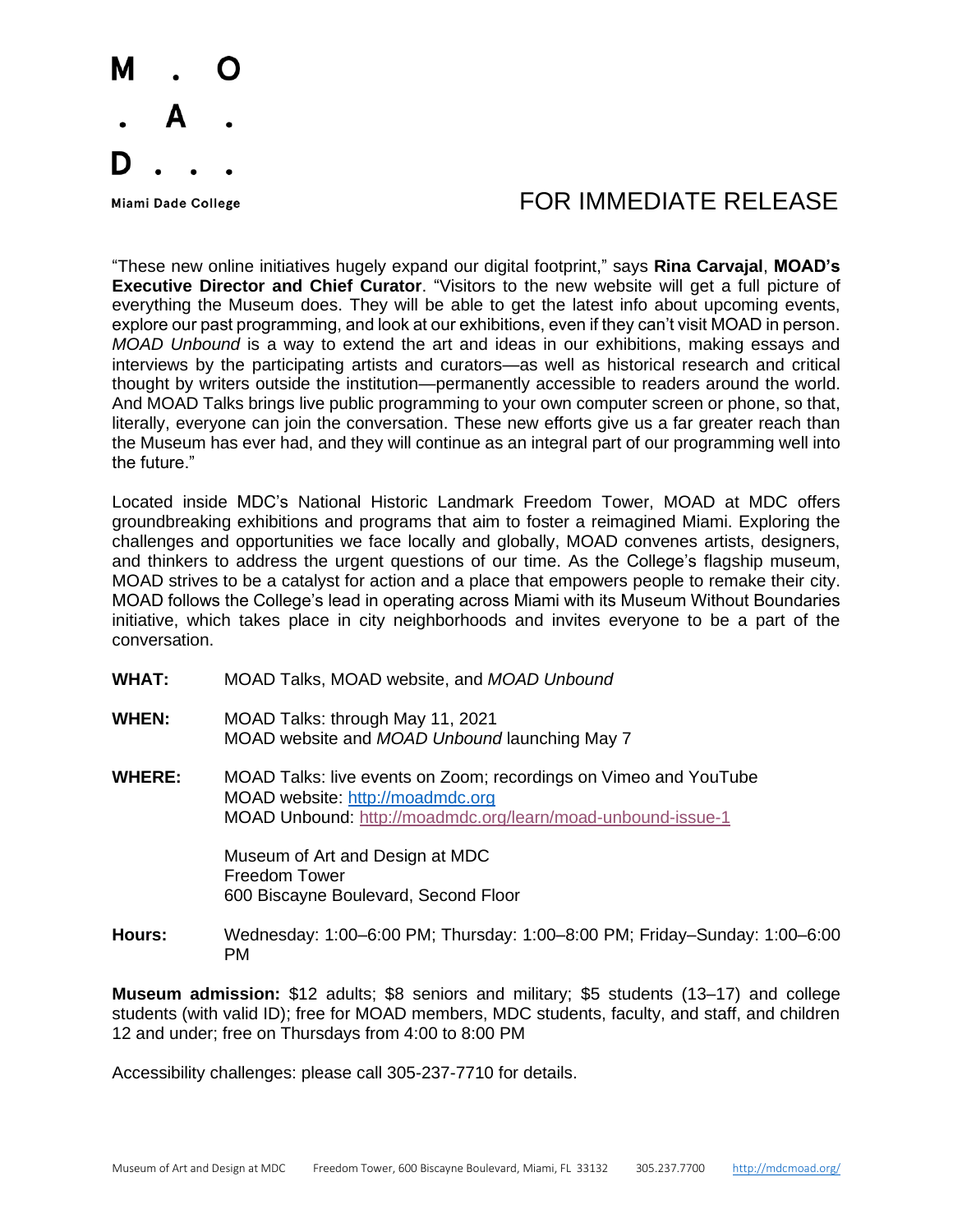FOR IMMEDIATE RELEASE

"These new online initiatives hugely expand our digital footprint," says **Rina Carvajal**, **MOAD's Executive Director and Chief Curator**. "Visitors to the new website will get a full picture of everything the Museum does. They will be able to get the latest info about upcoming events, explore our past programming, and look at our exhibitions, even if they can't visit MOAD in person. *MOAD Unbound* is a way to extend the art and ideas in our exhibitions, making essays and interviews by the participating artists and curators—as well as historical research and critical thought by writers outside the institution—permanently accessible to readers around the world. And MOAD Talks brings live public programming to your own computer screen or phone, so that, literally, everyone can join the conversation. These new efforts give us a far greater reach than the Museum has ever had, and they will continue as an integral part of our programming well into the future."

Located inside MDC's National Historic Landmark Freedom Tower, MOAD at MDC offers groundbreaking exhibitions and programs that aim to foster a reimagined Miami. Exploring the challenges and opportunities we face locally and globally, MOAD convenes artists, designers, and thinkers to address the urgent questions of our time. As the College's flagship museum, MOAD strives to be a catalyst for action and a place that empowers people to remake their city. MOAD follows the College's lead in operating across Miami with its Museum Without Boundaries initiative, which takes place in city neighborhoods and invites everyone to be a part of the conversation.

**WHAT:** MOAD Talks, MOAD website, and *MOAD Unbound*

**WHEN:** MOAD Talks: through May 11, 2021
MOAD website and *MOAD Unbound* launching May 7

**WHERE:** MOAD Talks: live events on Zoom; recordings on Vimeo and YouTube
MOAD website: http://moadmdc.org
MOAD Unbound: http://moadmdc.org/learn/moad-unbound-issue-1

Museum of Art and Design at MDC
Freedom Tower
600 Biscayne Boulevard, Second Floor

**Hours:** Wednesday: 1:00–6:00 PM; Thursday: 1:00–8:00 PM; Friday–Sunday: 1:00–6:00 PM

**Museum admission:** $12 adults; $8 seniors and military; $5 students (13–17) and college students (with valid ID); free for MOAD members, MDC students, faculty, and staff, and children 12 and under; free on Thursdays from 4:00 to 8:00 PM

Accessibility challenges: please call 305-237-7710 for details.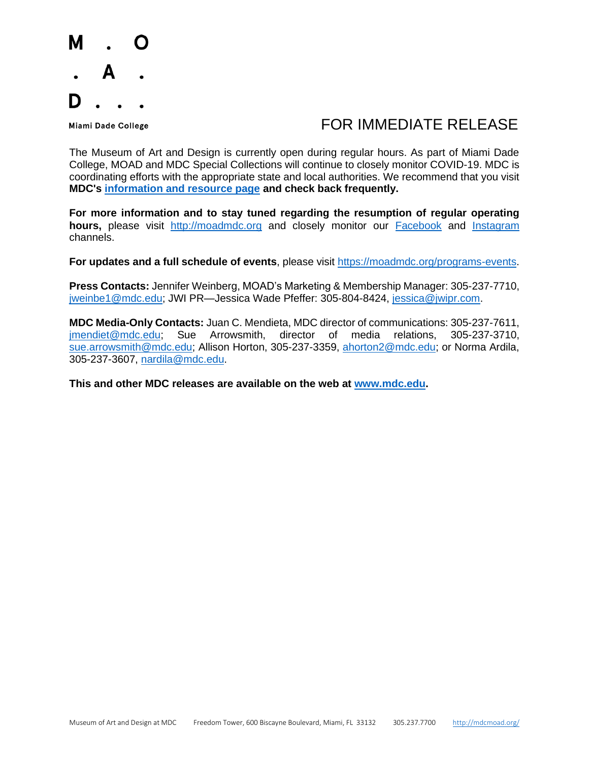M . O
. A .
D . . .

Miami Dade College

FOR IMMEDIATE RELEASE

The Museum of Art and Design is currently open during regular hours. As part of Miami Dade College, MOAD and MDC Special Collections will continue to closely monitor COVID-19. MDC is coordinating efforts with the appropriate state and local authorities. We recommend that you visit **MDC's information and resource page and check back frequently.**

**For more information and to stay tuned regarding the resumption of regular operating hours,** please visit http://moadmdc.org and closely monitor our Facebook and Instagram channels.

**For updates and a full schedule of events**, please visit https://moadmdc.org/programs-events.

**Press Contacts:** Jennifer Weinberg, MOAD's Marketing & Membership Manager: 305-237-7710, jweinbe1@mdc.edu; JWI PR—Jessica Wade Pfeffer: 305-804-8424, jessica@jwipr.com.

**MDC Media-Only Contacts:** Juan C. Mendieta, MDC director of communications: 305-237-7611, jmendiet@mdc.edu; Sue Arrowsmith, director of media relations, 305-237-3710, sue.arrowsmith@mdc.edu; Allison Horton, 305-237-3359, ahorton2@mdc.edu; or Norma Ardila, 305-237-3607, nardila@mdc.edu.

**This and other MDC releases are available on the web at www.mdc.edu.**

Museum of Art and Design at MDC Freedom Tower, 600 Biscayne Boulevard, Miami, FL 33132 305.237.7700 http://mdcmoad.org/